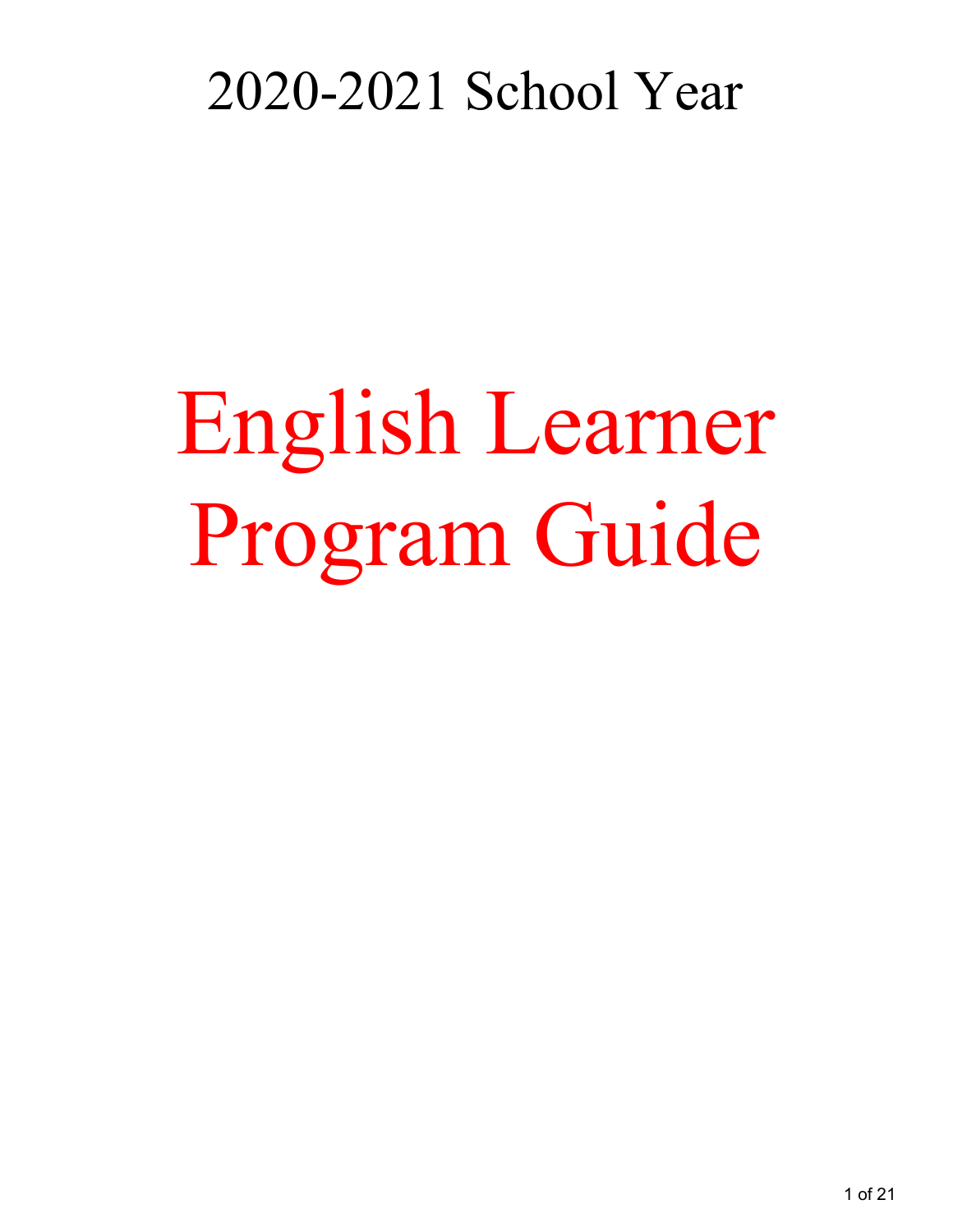2020-2021 School Year

# English Learner Program Guide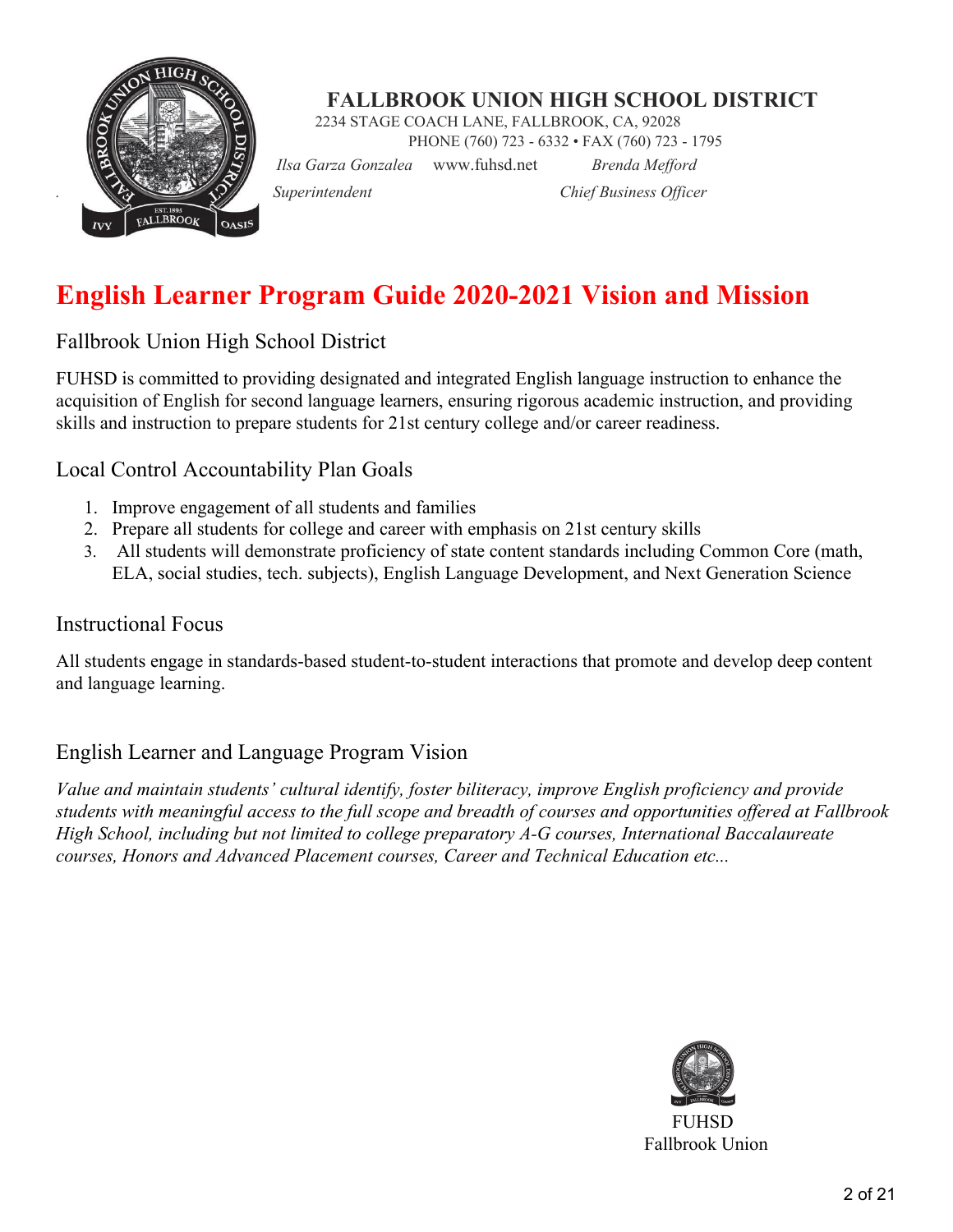**FALLBROOK UNION HIGH SCHOOL DISTRICT**
2234 STAGE COACH LANE, FALLBROOK, CA, 92028
PHONE (760) 723 - 6332 • FAX (760) 723 - 1795

*Ilsa Garza Gonzalea* www.fuhsd.net *Brenda Mefford*
*Superintendent* *Chief Business Officer*

# English Learner Program Guide 2020-2021 Vision and Mission

## Fallbrook Union High School District

FUHSD is committed to providing designated and integrated English language instruction to enhance the acquisition of English for second language learners, ensuring rigorous academic instruction, and providing skills and instruction to prepare students for 21st century college and/or career readiness.

## Local Control Accountability Plan Goals

1. Improve engagement of all students and families
2. Prepare all students for college and career with emphasis on 21st century skills
3. All students will demonstrate proficiency of state content standards including Common Core (math, ELA, social studies, tech. subjects), English Language Development, and Next Generation Science

## Instructional Focus

All students engage in standards-based student-to-student interactions that promote and develop deep content and language learning.

## English Learner and Language Program Vision

*Value and maintain students' cultural identify, foster biliteracy, improve English proficiency and provide students with meaningful access to the full scope and breadth of courses and opportunities offered at Fallbrook High School, including but not limited to college preparatory A-G courses, International Baccalaureate courses, Honors and Advanced Placement courses, Career and Technical Education etc...*

FUHSD
Fallbrook Union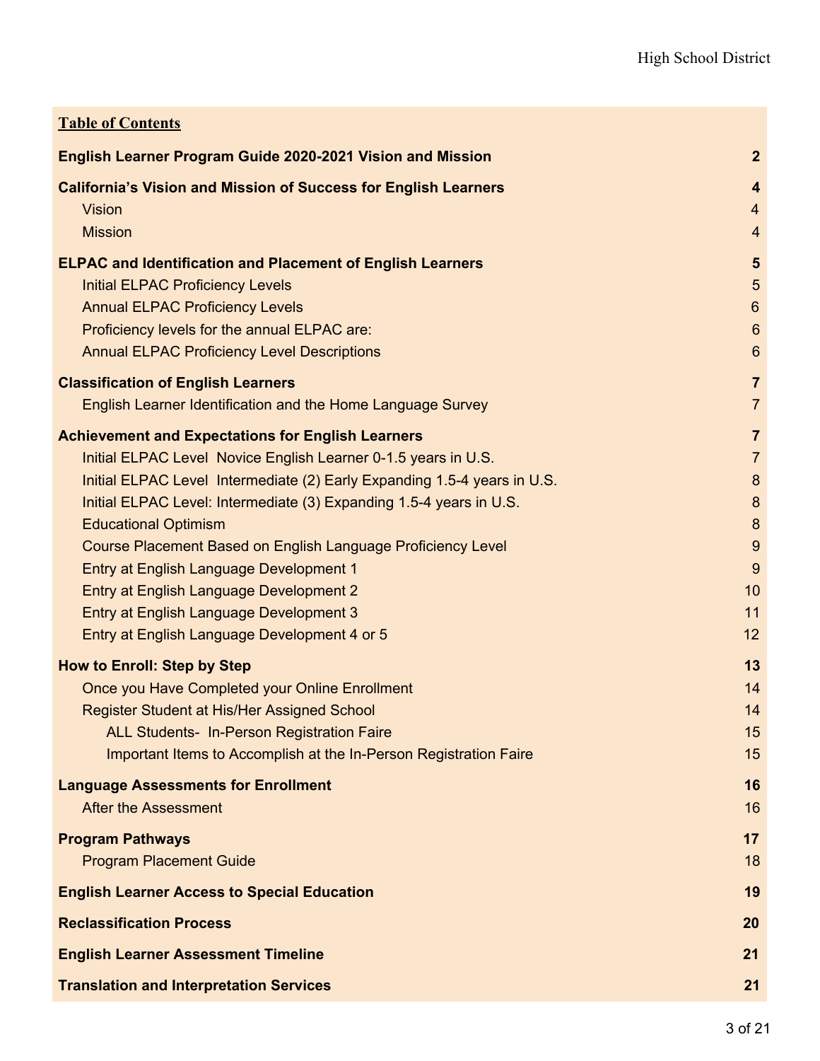**Table of Contents**

| | |
|---|---|
| **English Learner Program Guide 2020-2021 Vision and Mission** | **2** |
| **California's Vision and Mission of Success for English Learners** | **4** |
| Vision | 4 |
| Mission | 4 |
| **ELPAC and Identification and Placement of English Learners** | **5** |
| Initial ELPAC Proficiency Levels | 5 |
| Annual ELPAC Proficiency Levels | 6 |
| Proficiency levels for the annual ELPAC are: | 6 |
| Annual ELPAC Proficiency Level Descriptions | 6 |
| **Classification of English Learners** | **7** |
| English Learner Identification and the Home Language Survey | 7 |
| **Achievement and Expectations for English Learners** | **7** |
| Initial ELPAC Level Novice English Learner 0-1.5 years in U.S. | 7 |
| Initial ELPAC Level Intermediate (2) Early Expanding 1.5-4 years in U.S. | 8 |
| Initial ELPAC Level: Intermediate (3) Expanding 1.5-4 years in U.S. | 8 |
| Educational Optimism | 8 |
| Course Placement Based on English Language Proficiency Level | 9 |
| Entry at English Language Development 1 | 9 |
| Entry at English Language Development 2 | 10 |
| Entry at English Language Development 3 | 11 |
| Entry at English Language Development 4 or 5 | 12 |
| **How to Enroll: Step by Step** | **13** |
| Once you Have Completed your Online Enrollment | 14 |
| Register Student at His/Her Assigned School | 14 |
| ALL Students- In-Person Registration Faire | 15 |
| Important Items to Accomplish at the In-Person Registration Faire | 15 |
| **Language Assessments for Enrollment** | **16** |
| After the Assessment | 16 |
| **Program Pathways** | **17** |
| Program Placement Guide | 18 |
| **English Learner Access to Special Education** | **19** |
| **Reclassification Process** | **20** |
| **English Learner Assessment Timeline** | **21** |
| **Translation and Interpretation Services** | **21** |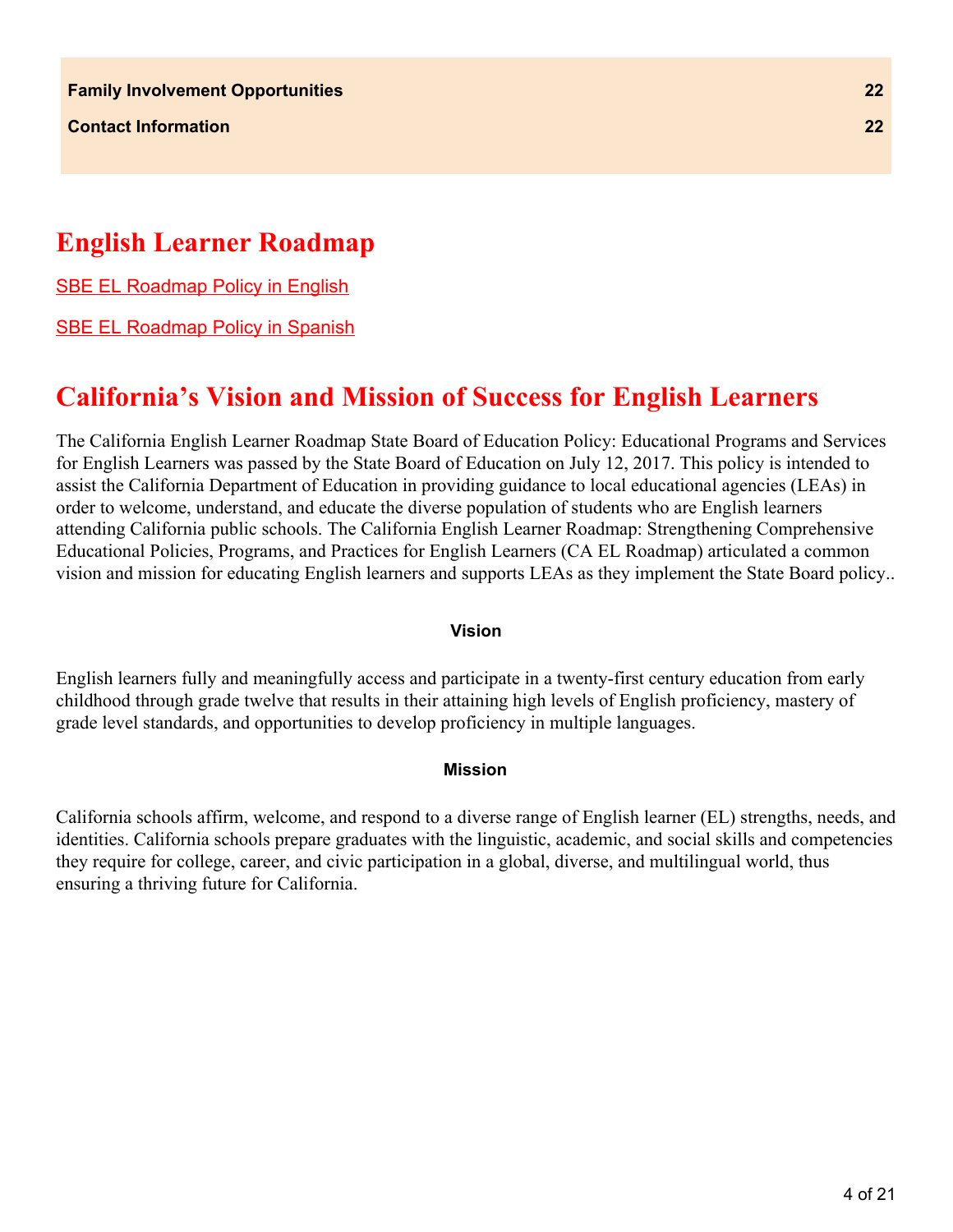| Family Involvement Opportunities | 22 |
| --- | --- |
| Contact Information | 22 |

# English Learner Roadmap

SBE EL Roadmap Policy in English

SBE EL Roadmap Policy in Spanish

# California's Vision and Mission of Success for English Learners

The California English Learner Roadmap State Board of Education Policy: Educational Programs and Services for English Learners was passed by the State Board of Education on July 12, 2017. This policy is intended to assist the California Department of Education in providing guidance to local educational agencies (LEAs) in order to welcome, understand, and educate the diverse population of students who are English learners attending California public schools. The California English Learner Roadmap: Strengthening Comprehensive Educational Policies, Programs, and Practices for English Learners (CA EL Roadmap) articulated a common vision and mission for educating English learners and supports LEAs as they implement the State Board policy..

**Vision**

English learners fully and meaningfully access and participate in a twenty-first century education from early childhood through grade twelve that results in their attaining high levels of English proficiency, mastery of grade level standards, and opportunities to develop proficiency in multiple languages.

**Mission**

California schools affirm, welcome, and respond to a diverse range of English learner (EL) strengths, needs, and identities. California schools prepare graduates with the linguistic, academic, and social skills and competencies they require for college, career, and civic participation in a global, diverse, and multilingual world, thus ensuring a thriving future for California.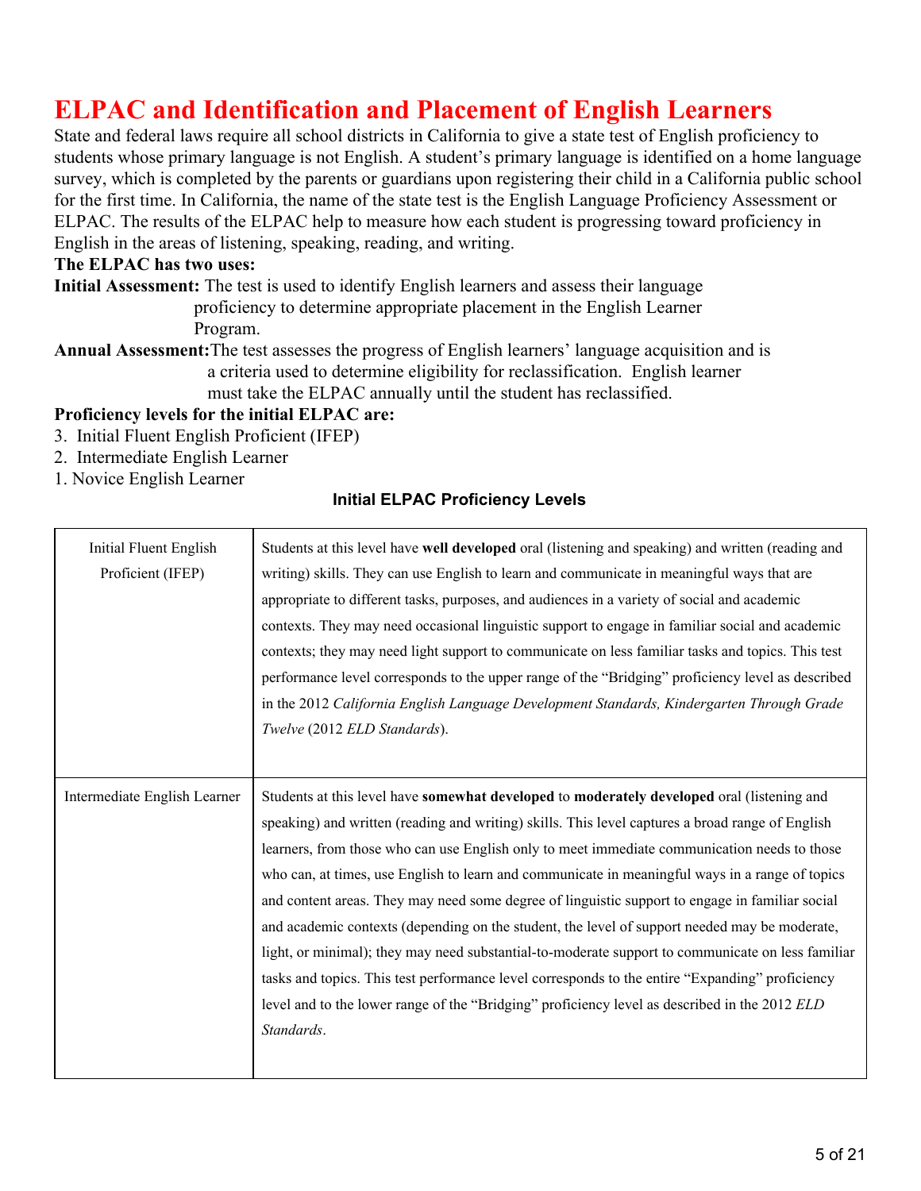# ELPAC and Identification and Placement of English Learners

State and federal laws require all school districts in California to give a state test of English proficiency to students whose primary language is not English. A student's primary language is identified on a home language survey, which is completed by the parents or guardians upon registering their child in a California public school for the first time. In California, the name of the state test is the English Language Proficiency Assessment or ELPAC. The results of the ELPAC help to measure how each student is progressing toward proficiency in English in the areas of listening, speaking, reading, and writing.

**The ELPAC has two uses:**

**Initial Assessment:** The test is used to identify English learners and assess their language proficiency to determine appropriate placement in the English Learner Program.

**Annual Assessment:** The test assesses the progress of English learners' language acquisition and is a criteria used to determine eligibility for reclassification. English learner must take the ELPAC annually until the student has reclassified.

**Proficiency levels for the initial ELPAC are:**

3. Initial Fluent English Proficient (IFEP)
2. Intermediate English Learner
1. Novice English Learner

**Initial ELPAC Proficiency Levels**

| Level | Description |
|---|---|
| Initial Fluent English Proficient (IFEP) | Students at this level have **well developed** oral (listening and speaking) and written (reading and writing) skills. They can use English to learn and communicate in meaningful ways that are appropriate to different tasks, purposes, and audiences in a variety of social and academic contexts. They may need occasional linguistic support to engage in familiar social and academic contexts; they may need light support to communicate on less familiar tasks and topics. This test performance level corresponds to the upper range of the "Bridging" proficiency level as described in the 2012 *California English Language Development Standards, Kindergarten Through Grade Twelve* (2012 *ELD Standards*). |
| Intermediate English Learner | Students at this level have **somewhat developed** to **moderately developed** oral (listening and speaking) and written (reading and writing) skills. This level captures a broad range of English learners, from those who can use English only to meet immediate communication needs to those who can, at times, use English to learn and communicate in meaningful ways in a range of topics and content areas. They may need some degree of linguistic support to engage in familiar social and academic contexts (depending on the student, the level of support needed may be moderate, light, or minimal); they may need substantial-to-moderate support to communicate on less familiar tasks and topics. This test performance level corresponds to the entire "Expanding" proficiency level and to the lower range of the "Bridging" proficiency level as described in the 2012 *ELD Standards*. |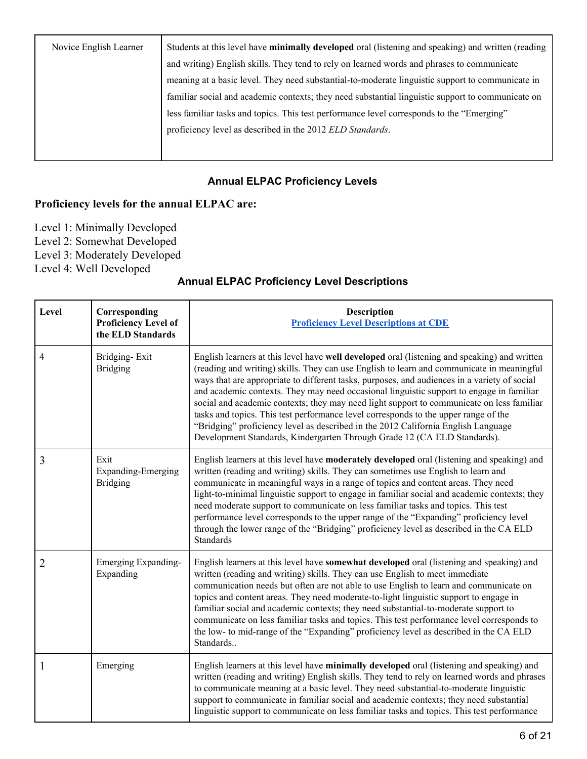| Novice English Learner | Students at this level have **minimally developed** oral (listening and speaking) and written (reading and writing) English skills. They tend to rely on learned words and phrases to communicate meaning at a basic level. They need substantial-to-moderate linguistic support to communicate in familiar social and academic contexts; they need substantial linguistic support to communicate on less familiar tasks and topics. This test performance level corresponds to the "Emerging" proficiency level as described in the 2012 *ELD Standards*. |
|---|---|

### Annual ELPAC Proficiency Levels

**Proficiency levels for the annual ELPAC are:**

Level 1: Minimally Developed
Level 2: Somewhat Developed
Level 3: Moderately Developed
Level 4: Well Developed

### Annual ELPAC Proficiency Level Descriptions

| Level | Corresponding Proficiency Level of the ELD Standards | Description [Proficiency Level Descriptions at CDE] |
|---|---|---|
| 4 | Bridging- Exit Bridging | English learners at this level have **well developed** oral (listening and speaking) and written (reading and writing) skills. They can use English to learn and communicate in meaningful ways that are appropriate to different tasks, purposes, and audiences in a variety of social and academic contexts. They may need occasional linguistic support to engage in familiar social and academic contexts; they may need light support to communicate on less familiar tasks and topics. This test performance level corresponds to the upper range of the "Bridging" proficiency level as described in the 2012 California English Language Development Standards, Kindergarten Through Grade 12 (CA ELD Standards). |
| 3 | Exit Expanding-Emerging Bridging | English learners at this level have **moderately developed** oral (listening and speaking) and written (reading and writing) skills. They can sometimes use English to learn and communicate in meaningful ways in a range of topics and content areas. They need light-to-minimal linguistic support to engage in familiar social and academic contexts; they need moderate support to communicate on less familiar tasks and topics. This test performance level corresponds to the upper range of the "Expanding" proficiency level through the lower range of the "Bridging" proficiency level as described in the CA ELD Standards |
| 2 | Emerging Expanding- Expanding | English learners at this level have **somewhat developed** oral (listening and speaking) and written (reading and writing) skills. They can use English to meet immediate communication needs but often are not able to use English to learn and communicate on topics and content areas. They need moderate-to-light linguistic support to engage in familiar social and academic contexts; they need substantial-to-moderate support to communicate on less familiar tasks and topics. This test performance level corresponds to the low- to mid-range of the "Expanding" proficiency level as described in the CA ELD Standards.. |
| 1 | Emerging | English learners at this level have **minimally developed** oral (listening and speaking) and written (reading and writing) English skills. They tend to rely on learned words and phrases to communicate meaning at a basic level. They need substantial-to-moderate linguistic support to communicate in familiar social and academic contexts; they need substantial linguistic support to communicate on less familiar tasks and topics. This test performance |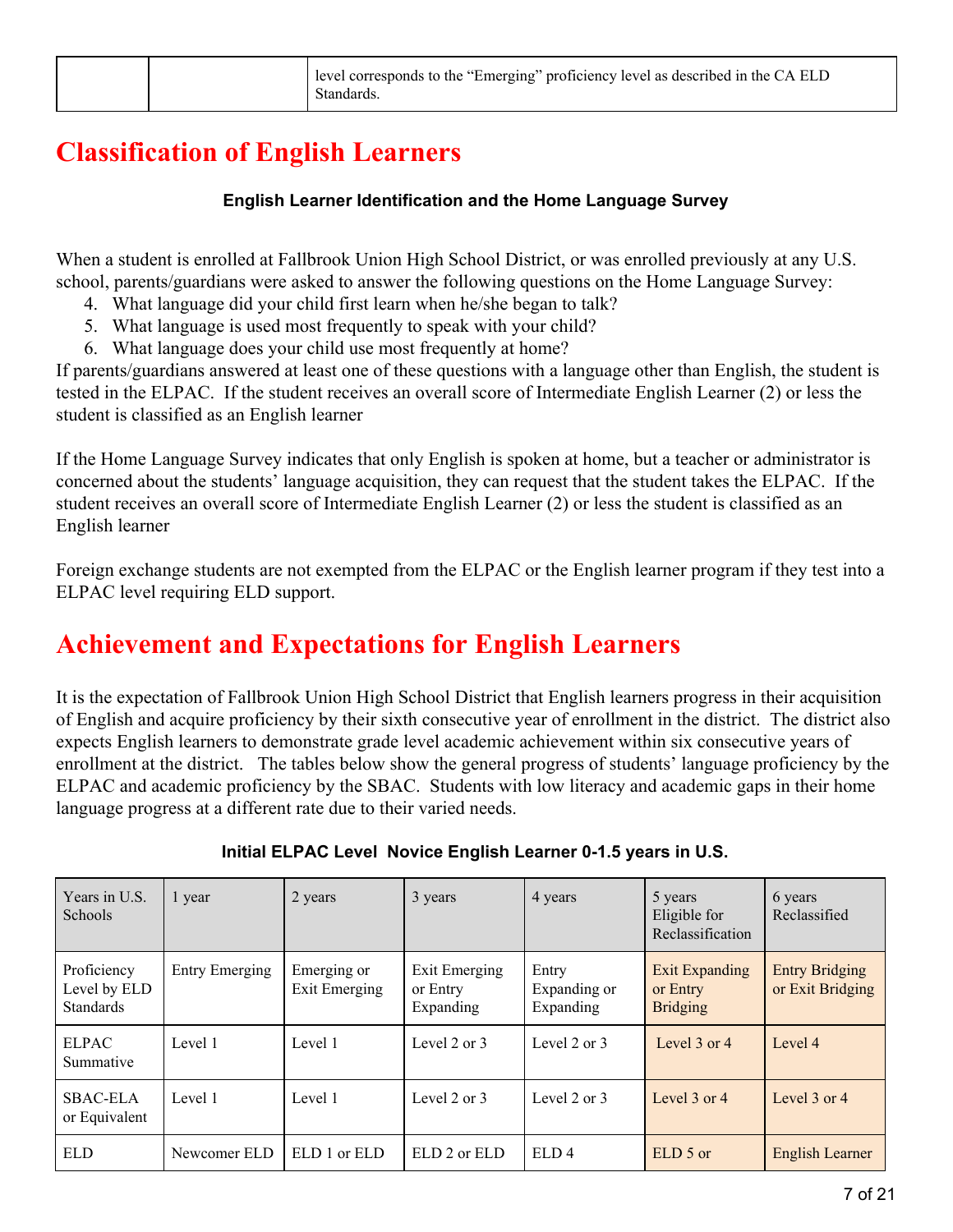| | | level corresponds to the “Emerging” proficiency level as described in the CA ELD Standards. |
|---|---|---|

# Classification of English Learners

### English Learner Identification and the Home Language Survey

When a student is enrolled at Fallbrook Union High School District, or was enrolled previously at any U.S. school, parents/guardians were asked to answer the following questions on the Home Language Survey:

4. What language did your child first learn when he/she began to talk?
5. What language is used most frequently to speak with your child?
6. What language does your child use most frequently at home?

If parents/guardians answered at least one of these questions with a language other than English, the student is tested in the ELPAC. If the student receives an overall score of Intermediate English Learner (2) or less the student is classified as an English learner

If the Home Language Survey indicates that only English is spoken at home, but a teacher or administrator is concerned about the students' language acquisition, they can request that the student takes the ELPAC. If the student receives an overall score of Intermediate English Learner (2) or less the student is classified as an English learner

Foreign exchange students are not exempted from the ELPAC or the English learner program if they test into a ELPAC level requiring ELD support.

# Achievement and Expectations for English Learners

It is the expectation of Fallbrook Union High School District that English learners progress in their acquisition of English and acquire proficiency by their sixth consecutive year of enrollment in the district. The district also expects English learners to demonstrate grade level academic achievement within six consecutive years of enrollment at the district. The tables below show the general progress of students' language proficiency by the ELPAC and academic proficiency by the SBAC. Students with low literacy and academic gaps in their home language progress at a different rate due to their varied needs.

### Initial ELPAC Level Novice English Learner 0-1.5 years in U.S.

| Years in U.S. Schools | 1 year | 2 years | 3 years | 4 years | 5 years Eligible for Reclassification | 6 years Reclassified |
|---|---|---|---|---|---|---|
| Proficiency Level by ELD Standards | Entry Emerging | Emerging or Exit Emerging | Exit Emerging or Entry Expanding | Entry Expanding or Expanding | Exit Expanding or Entry Bridging | Entry Bridging or Exit Bridging |
| ELPAC Summative | Level 1 | Level 1 | Level 2 or 3 | Level 2 or 3 | Level 3 or 4 | Level 4 |
| SBAC-ELA or Equivalent | Level 1 | Level 1 | Level 2 or 3 | Level 2 or 3 | Level 3 or 4 | Level 3 or 4 |
| ELD | Newcomer ELD | ELD 1 or ELD | ELD 2 or ELD | ELD 4 | ELD 5 or | English Learner |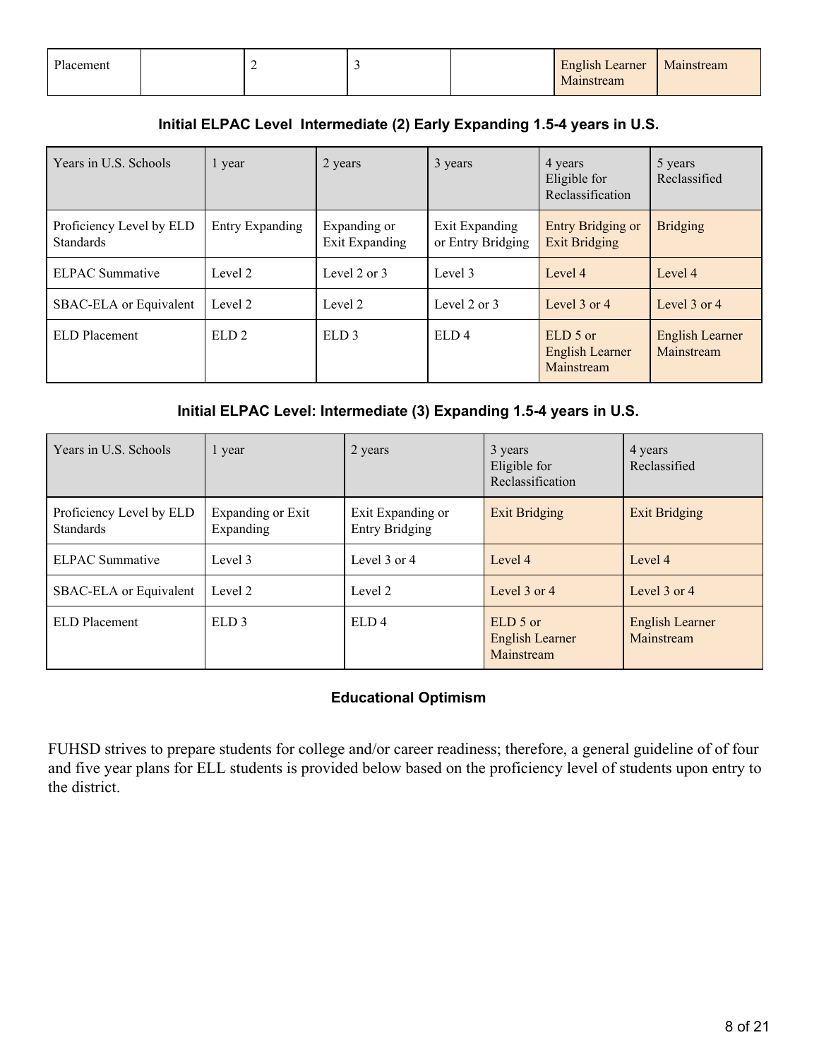| Placement | | 2 | 3 | | English Learner Mainstream | Mainstream |
|---|---|---|---|---|---|---|

**Initial ELPAC Level Intermediate (2) Early Expanding 1.5-4 years in U.S.**

| Years in U.S. Schools | 1 year | 2 years | 3 years | 4 years Eligible for Reclassification | 5 years Reclassified |
|---|---|---|---|---|---|
| Proficiency Level by ELD Standards | Entry Expanding | Expanding or Exit Expanding | Exit Expanding or Entry Bridging | Entry Bridging or Exit Bridging | Bridging |
| ELPAC Summative | Level 2 | Level 2 or 3 | Level 3 | Level 4 | Level 4 |
| SBAC-ELA or Equivalent | Level 2 | Level 2 | Level 2 or 3 | Level 3 or 4 | Level 3 or 4 |
| ELD Placement | ELD 2 | ELD 3 | ELD 4 | ELD 5 or English Learner Mainstream | English Learner Mainstream |

**Initial ELPAC Level: Intermediate (3) Expanding 1.5-4 years in U.S.**

| Years in U.S. Schools | 1 year | 2 years | 3 years Eligible for Reclassification | 4 years Reclassified |
|---|---|---|---|---|
| Proficiency Level by ELD Standards | Expanding or Exit Expanding | Exit Expanding or Entry Bridging | Exit Bridging | Exit Bridging |
| ELPAC Summative | Level 3 | Level 3 or 4 | Level 4 | Level 4 |
| SBAC-ELA or Equivalent | Level 2 | Level 2 | Level 3 or 4 | Level 3 or 4 |
| ELD Placement | ELD 3 | ELD 4 | ELD 5 or English Learner Mainstream | English Learner Mainstream |

**Educational Optimism**

FUHSD strives to prepare students for college and/or career readiness; therefore, a general guideline of of four and five year plans for ELL students is provided below based on the proficiency level of students upon entry to the district.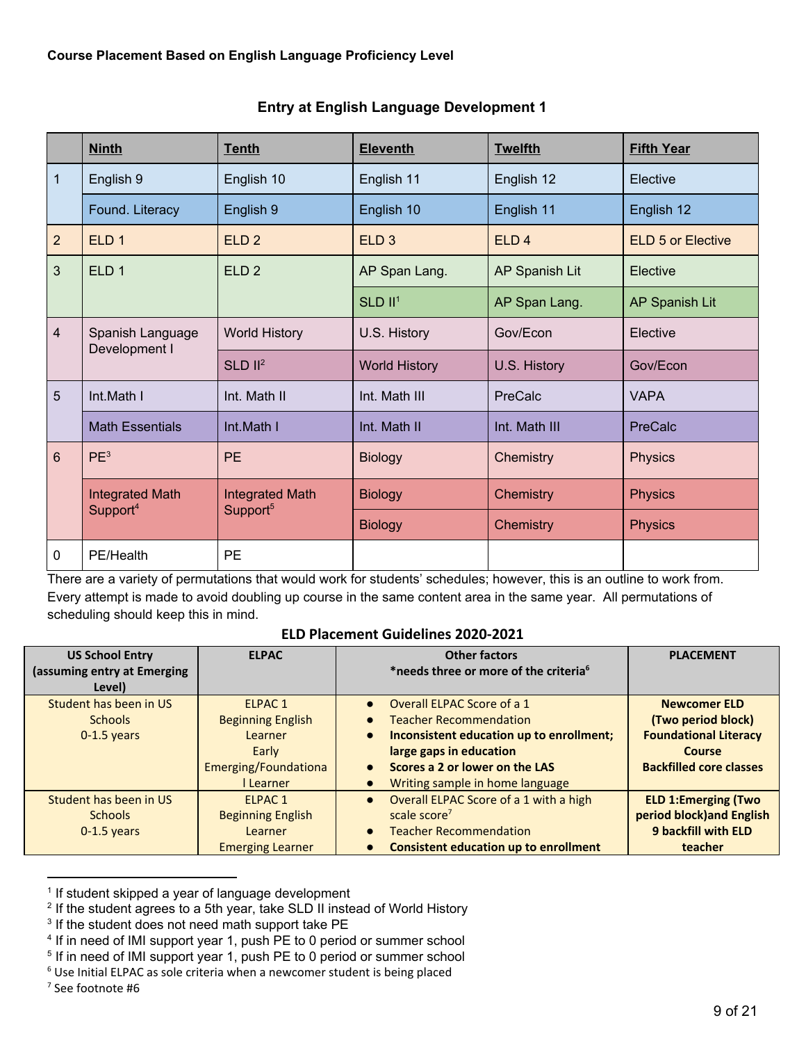**Course Placement Based on English Language Proficiency Level**

### Entry at English Language Development 1

| | Ninth | Tenth | Eleventh | Twelfth | Fifth Year |
|---|---|---|---|---|---|
| 1 | English 9 | English 10 | English 11 | English 12 | Elective |
| | Found. Literacy | English 9 | English 10 | English 11 | English 12 |
| 2 | ELD 1 | ELD 2 | ELD 3 | ELD 4 | ELD 5 or Elective |
| 3 | ELD 1 | ELD 2 | AP Span Lang. | AP Spanish Lit | Elective |
| | | | SLD II[1] | AP Span Lang. | AP Spanish Lit |
| 4 | Spanish Language Development I | World History | U.S. History | Gov/Econ | Elective |
| | | SLD II[2] | World History | U.S. History | Gov/Econ |
| 5 | Int.Math I | Int. Math II | Int. Math III | PreCalc | VAPA |
| | Math Essentials | Int.Math I | Int. Math II | Int. Math III | PreCalc |
| 6 | PE[3] | PE | Biology | Chemistry | Physics |
| | Integrated Math Support[4] | Integrated Math Support[5] | Biology | Chemistry | Physics |
| | | | Biology | Chemistry | Physics |
| 0 | PE/Health | PE | | | |

There are a variety of permutations that would work for students' schedules; however, this is an outline to work from. Every attempt is made to avoid doubling up course in the same content area in the same year. All permutations of scheduling should keep this in mind.

### ELD Placement Guidelines 2020-2021

| US School Entry (assuming entry at Emerging Level) | ELPAC | Other factors *needs three or more of the criteria[6] | PLACEMENT |
|---|---|---|---|
| Student has been in US Schools 0-1.5 years | ELPAC 1 Beginning English Learner Early Emerging/Foundational Learner | • Overall ELPAC Score of a 1<br>• Teacher Recommendation<br>• **Inconsistent education up to enrollment; large gaps in education**<br>• **Scores a 2 or lower on the LAS**<br>• Writing sample in home language | **Newcomer ELD (Two period block) Foundational Literacy Course Backfilled core classes** |
| Student has been in US Schools 0-1.5 years | ELPAC 1 Beginning English Learner Emerging Learner | • Overall ELPAC Score of a 1 with a high scale score[7]<br>• Teacher Recommendation<br>• **Consistent education up to enrollment** | **ELD 1:Emerging (Two period block)and English 9 backfill with ELD teacher** |

[1] If student skipped a year of language development
[2] If the student agrees to a 5th year, take SLD II instead of World History
[3] If the student does not need math support take PE
[4] If in need of IMI support year 1, push PE to 0 period or summer school
[5] If in need of IMI support year 1, push PE to 0 period or summer school
[6] Use Initial ELPAC as sole criteria when a newcomer student is being placed
[7] See footnote #6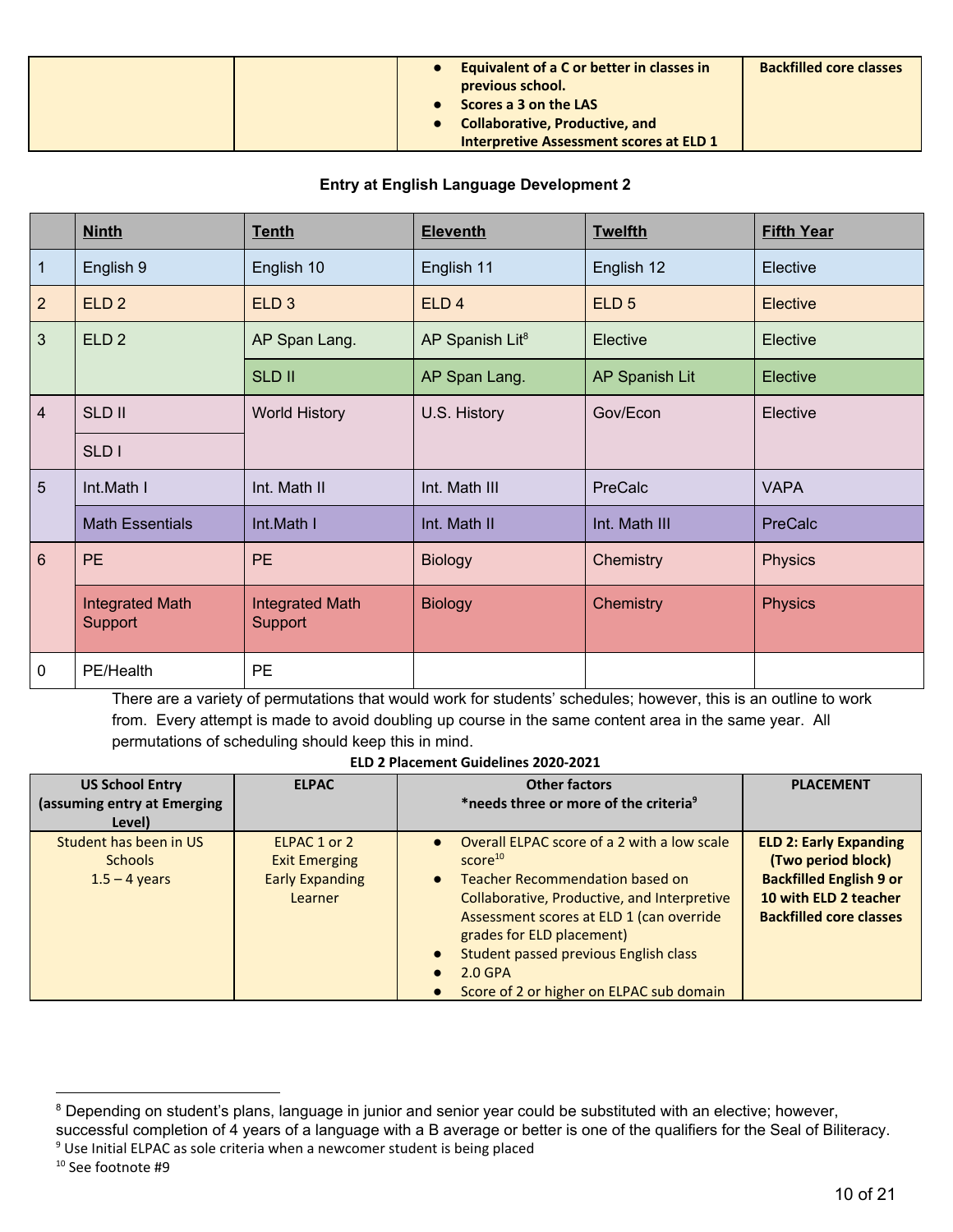| | | • **Equivalent of a C or better in classes in previous school.**<br>• **Scores a 3 on the LAS**<br>• **Collaborative, Productive, and Interpretive Assessment scores at ELD 1** | **Backfilled core classes** |
|---|---|---|---|

**Entry at English Language Development 2**

| | **Ninth** | **Tenth** | **Eleventh** | **Twelfth** | **Fifth Year** |
|---|---|---|---|---|---|
| 1 | English 9 | English 10 | English 11 | English 12 | Elective |
| 2 | ELD 2 | ELD 3 | ELD 4 | ELD 5 | Elective |
| 3 | ELD 2 | AP Span Lang. | AP Spanish Lit[8] | Elective | Elective |
| | | SLD II | AP Span Lang. | AP Spanish Lit | Elective |
| 4 | SLD II | World History | U.S. History | Gov/Econ | Elective |
| | SLD I | | | | |
| 5 | Int.Math I | Int. Math II | Int. Math III | PreCalc | VAPA |
| | Math Essentials | Int.Math I | Int. Math II | Int. Math III | PreCalc |
| 6 | PE | PE | Biology | Chemistry | Physics |
| | Integrated Math Support | Integrated Math Support | Biology | Chemistry | Physics |
| 0 | PE/Health | PE | | | |

There are a variety of permutations that would work for students' schedules; however, this is an outline to work from. Every attempt is made to avoid doubling up course in the same content area in the same year. All permutations of scheduling should keep this in mind.

**ELD 2 Placement Guidelines 2020-2021**

| US School Entry (assuming entry at Emerging Level) | ELPAC | Other factors *needs three or more of the criteria[9] | PLACEMENT |
|---|---|---|---|
| Student has been in US Schools 1.5 – 4 years | ELPAC 1 or 2 Exit Emerging Early Expanding Learner | • Overall ELPAC score of a 2 with a low scale score[10]<br>• Teacher Recommendation based on Collaborative, Productive, and Interpretive Assessment scores at ELD 1 (can override grades for ELD placement)<br>• Student passed previous English class<br>• 2.0 GPA<br>• Score of 2 or higher on ELPAC sub domain | **ELD 2: Early Expanding (Two period block) Backfilled English 9 or 10 with ELD 2 teacher Backfilled core classes** |

---

[8] Depending on student's plans, language in junior and senior year could be substituted with an elective; however, successful completion of 4 years of a language with a B average or better is one of the qualifiers for the Seal of Biliteracy.

[9] Use Initial ELPAC as sole criteria when a newcomer student is being placed

[10] See footnote #9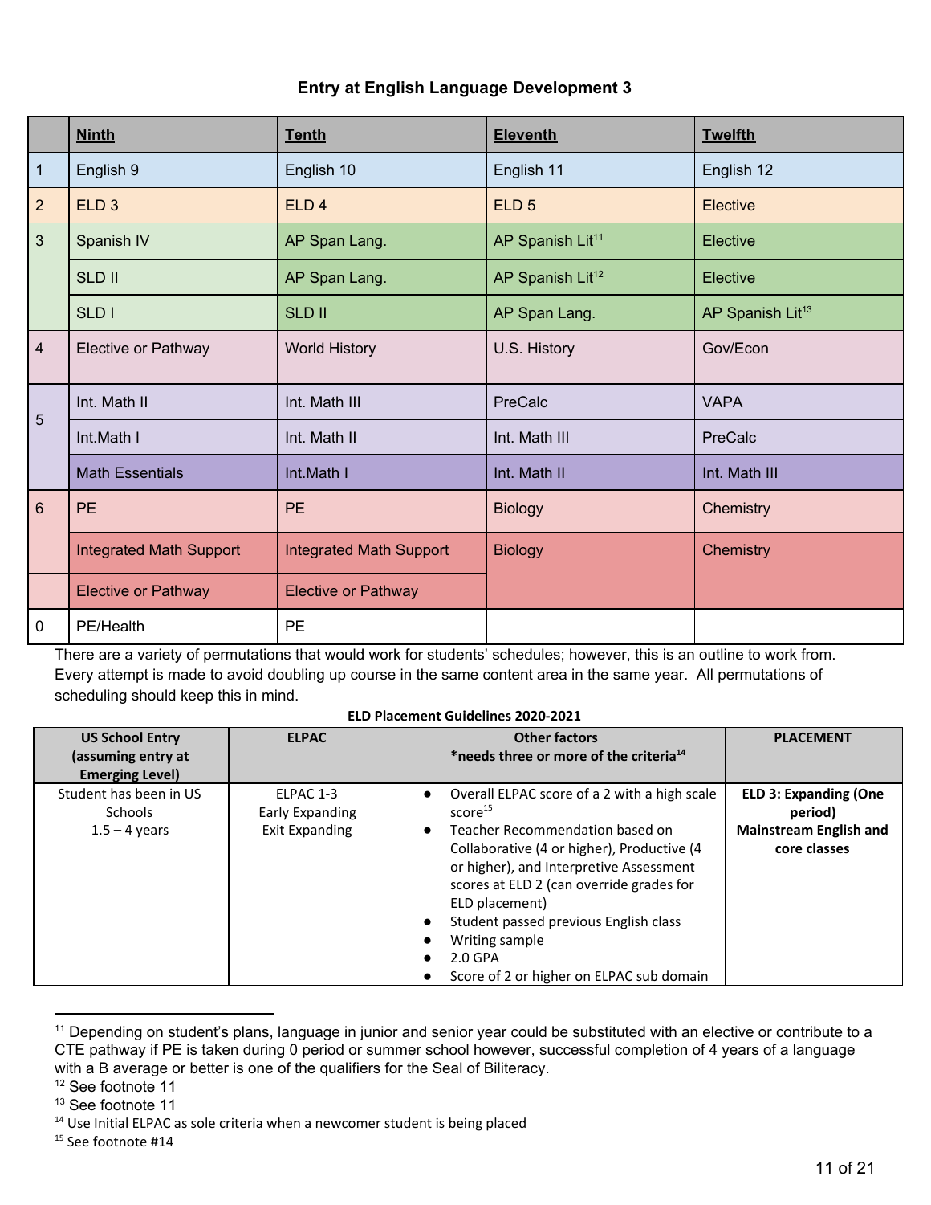### Entry at English Language Development 3

| | Ninth | Tenth | Eleventh | Twelfth |
|---|---|---|---|---|
| 1 | English 9 | English 10 | English 11 | English 12 |
| 2 | ELD 3 | ELD 4 | ELD 5 | Elective |
| 3 | Spanish IV | AP Span Lang. | AP Spanish Lit[11] | Elective |
| | SLD II | AP Span Lang. | AP Spanish Lit[12] | Elective |
| | SLD I | SLD II | AP Span Lang. | AP Spanish Lit[13] |
| 4 | Elective or Pathway | World History | U.S. History | Gov/Econ |
| 5 | Int. Math II | Int. Math III | PreCalc | VAPA |
| | Int.Math I | Int. Math II | Int. Math III | PreCalc |
| | Math Essentials | Int.Math I | Int. Math II | Int. Math III |
| 6 | PE | PE | Biology | Chemistry |
| | Integrated Math Support | Integrated Math Support | Biology | Chemistry |
| | Elective or Pathway | Elective or Pathway | | |
| 0 | PE/Health | PE | | |

There are a variety of permutations that would work for students' schedules; however, this is an outline to work from. Every attempt is made to avoid doubling up course in the same content area in the same year. All permutations of scheduling should keep this in mind.

**ELD Placement Guidelines 2020-2021**

| US School Entry (assuming entry at Emerging Level) | ELPAC | Other factors *needs three or more of the criteria[14] | PLACEMENT |
|---|---|---|---|
| Student has been in US Schools 1.5 – 4 years | ELPAC 1-3 Early Expanding Exit Expanding | • Overall ELPAC score of a 2 with a high scale score[15] • Teacher Recommendation based on Collaborative (4 or higher), Productive (4 or higher), and Interpretive Assessment scores at ELD 2 (can override grades for ELD placement) • Student passed previous English class • Writing sample • 2.0 GPA • Score of 2 or higher on ELPAC sub domain | **ELD 3: Expanding (One period) Mainstream English and core classes** |

[11] Depending on student's plans, language in junior and senior year could be substituted with an elective or contribute to a CTE pathway if PE is taken during 0 period or summer school however, successful completion of 4 years of a language with a B average or better is one of the qualifiers for the Seal of Biliteracy.

[12] See footnote 11

[13] See footnote 11

[14] Use Initial ELPAC as sole criteria when a newcomer student is being placed

[15] See footnote #14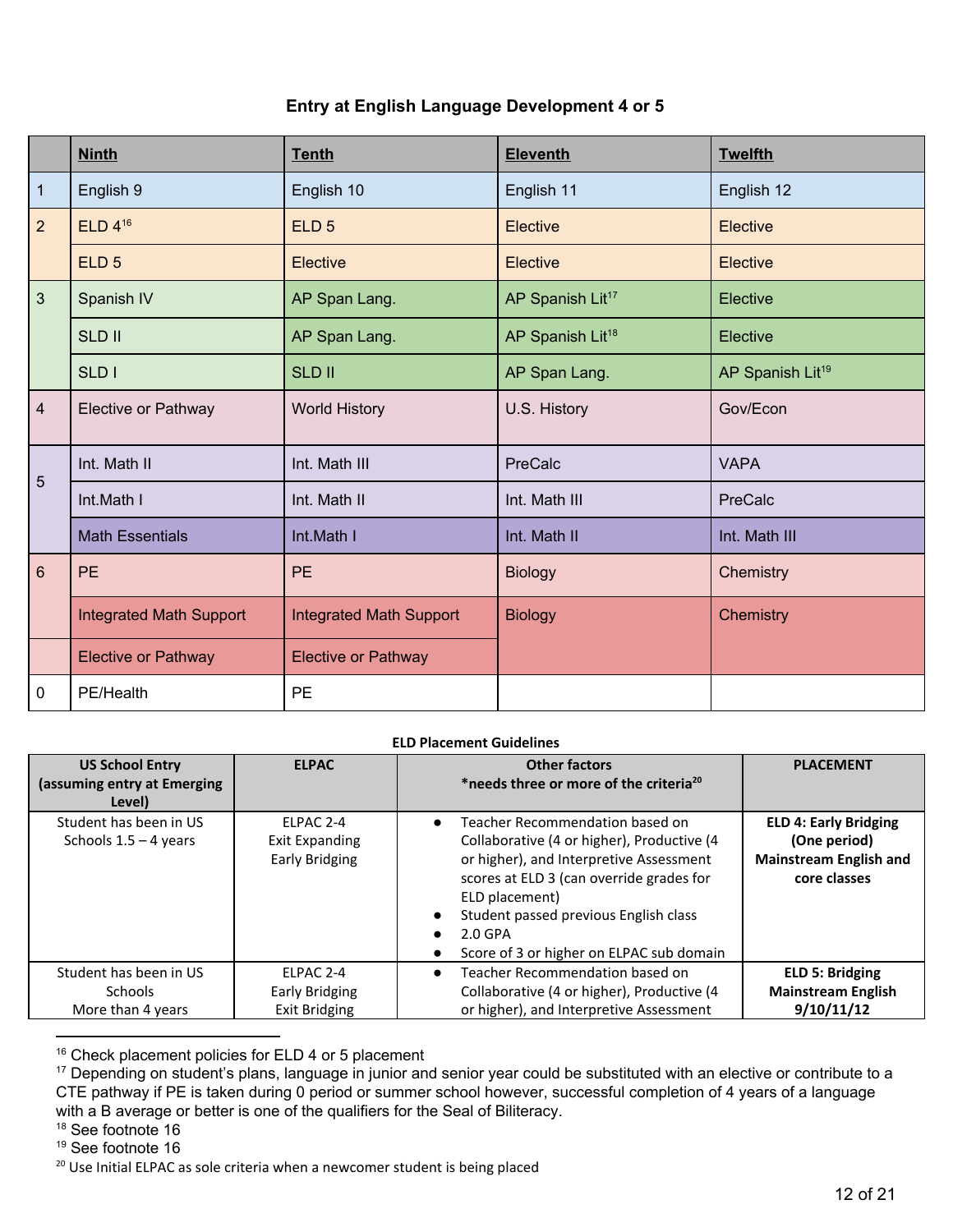### Entry at English Language Development 4 or 5

| | Ninth | Tenth | Eleventh | Twelfth |
|---|---|---|---|---|
| 1 | English 9 | English 10 | English 11 | English 12 |
| 2 | ELD 4[16] | ELD 5 | Elective | Elective |
| | ELD 5 | Elective | Elective | Elective |
| 3 | Spanish IV | AP Span Lang. | AP Spanish Lit[17] | Elective |
| | SLD II | AP Span Lang. | AP Spanish Lit[18] | Elective |
| | SLD I | SLD II | AP Span Lang. | AP Spanish Lit[19] |
| 4 | Elective or Pathway | World History | U.S. History | Gov/Econ |
| 5 | Int. Math II | Int. Math III | PreCalc | VAPA |
| | Int.Math I | Int. Math II | Int. Math III | PreCalc |
| | Math Essentials | Int.Math I | Int. Math II | Int. Math III |
| 6 | PE | PE | Biology | Chemistry |
| | Integrated Math Support | Integrated Math Support | Biology | Chemistry |
| | Elective or Pathway | Elective or Pathway | | |
| 0 | PE/Health | PE | | |

**ELD Placement Guidelines**

| US School Entry (assuming entry at Emerging Level) | ELPAC | Other factors *needs three or more of the criteria[20] | PLACEMENT |
|---|---|---|---|
| Student has been in US Schools 1.5 – 4 years | ELPAC 2-4<br>Exit Expanding<br>Early Bridging | • Teacher Recommendation based on Collaborative (4 or higher), Productive (4 or higher), and Interpretive Assessment scores at ELD 3 (can override grades for ELD placement)<br>• Student passed previous English class<br>• 2.0 GPA<br>• Score of 3 or higher on ELPAC sub domain | **ELD 4: Early Bridging (One period) Mainstream English and core classes** |
| Student has been in US Schools More than 4 years | ELPAC 2-4<br>Early Bridging<br>Exit Bridging | • Teacher Recommendation based on Collaborative (4 or higher), Productive (4 or higher), and Interpretive Assessment | **ELD 5: Bridging Mainstream English 9/10/11/12** |

[16] Check placement policies for ELD 4 or 5 placement
[17] Depending on student's plans, language in junior and senior year could be substituted with an elective or contribute to a CTE pathway if PE is taken during 0 period or summer school however, successful completion of 4 years of a language with a B average or better is one of the qualifiers for the Seal of Biliteracy.
[18] See footnote 16
[19] See footnote 16
[20] Use Initial ELPAC as sole criteria when a newcomer student is being placed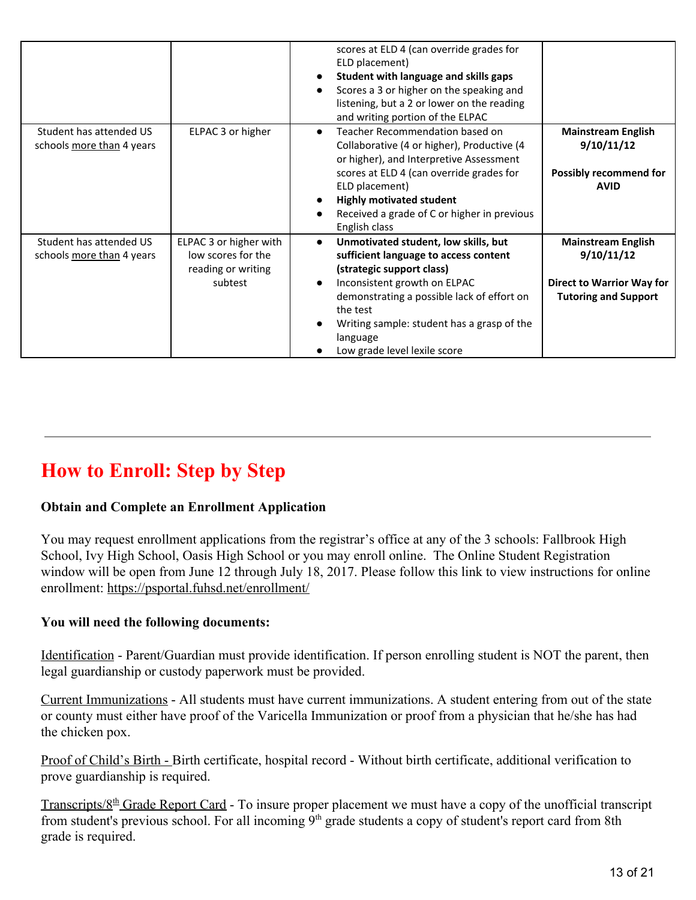| | | | |
|---|---|---|---|
| | | scores at ELD 4 (can override grades for ELD placement)<br>● **Student with language and skills gaps**<br>● Scores a 3 or higher on the speaking and listening, but a 2 or lower on the reading and writing portion of the ELPAC | |
| Student has attended US schools <u>more than</u> 4 years | ELPAC 3 or higher | ● Teacher Recommendation based on Collaborative (4 or higher), Productive (4 or higher), and Interpretive Assessment scores at ELD 4 (can override grades for ELD placement)<br>● **Highly motivated student**<br>● Received a grade of C or higher in previous English class | **Mainstream English 9/10/11/12**<br><br>**Possibly recommend for AVID** |
| Student has attended US schools <u>more than</u> 4 years | ELPAC 3 or higher with low scores for the reading or writing subtest | ● **Unmotivated student, low skills, but sufficient language to access content (strategic support class)**<br>● Inconsistent growth on ELPAC demonstrating a possible lack of effort on the test<br>● Writing sample: student has a grasp of the language<br>● Low grade level lexile score | **Mainstream English 9/10/11/12**<br><br>**Direct to Warrior Way for Tutoring and Support** |

---

# How to Enroll: Step by Step

**Obtain and Complete an Enrollment Application**

You may request enrollment applications from the registrar's office at any of the 3 schools: Fallbrook High School, Ivy High School, Oasis High School or you may enroll online. The Online Student Registration window will be open from June 12 through July 18, 2017. Please follow this link to view instructions for online enrollment: https://psportal.fuhsd.net/enrollment/

**You will need the following documents:**

<u>Identification</u> - Parent/Guardian must provide identification. If person enrolling student is NOT the parent, then legal guardianship or custody paperwork must be provided.

<u>Current Immunizations</u> - All students must have current immunizations. A student entering from out of the state or county must either have proof of the Varicella Immunization or proof from a physician that he/she has had the chicken pox.

<u>Proof of Child's Birth -</u> Birth certificate, hospital record - Without birth certificate, additional verification to prove guardianship is required.

<u>Transcripts/8th Grade Report Card</u> - To insure proper placement we must have a copy of the unofficial transcript from student's previous school. For all incoming 9th grade students a copy of student's report card from 8th grade is required.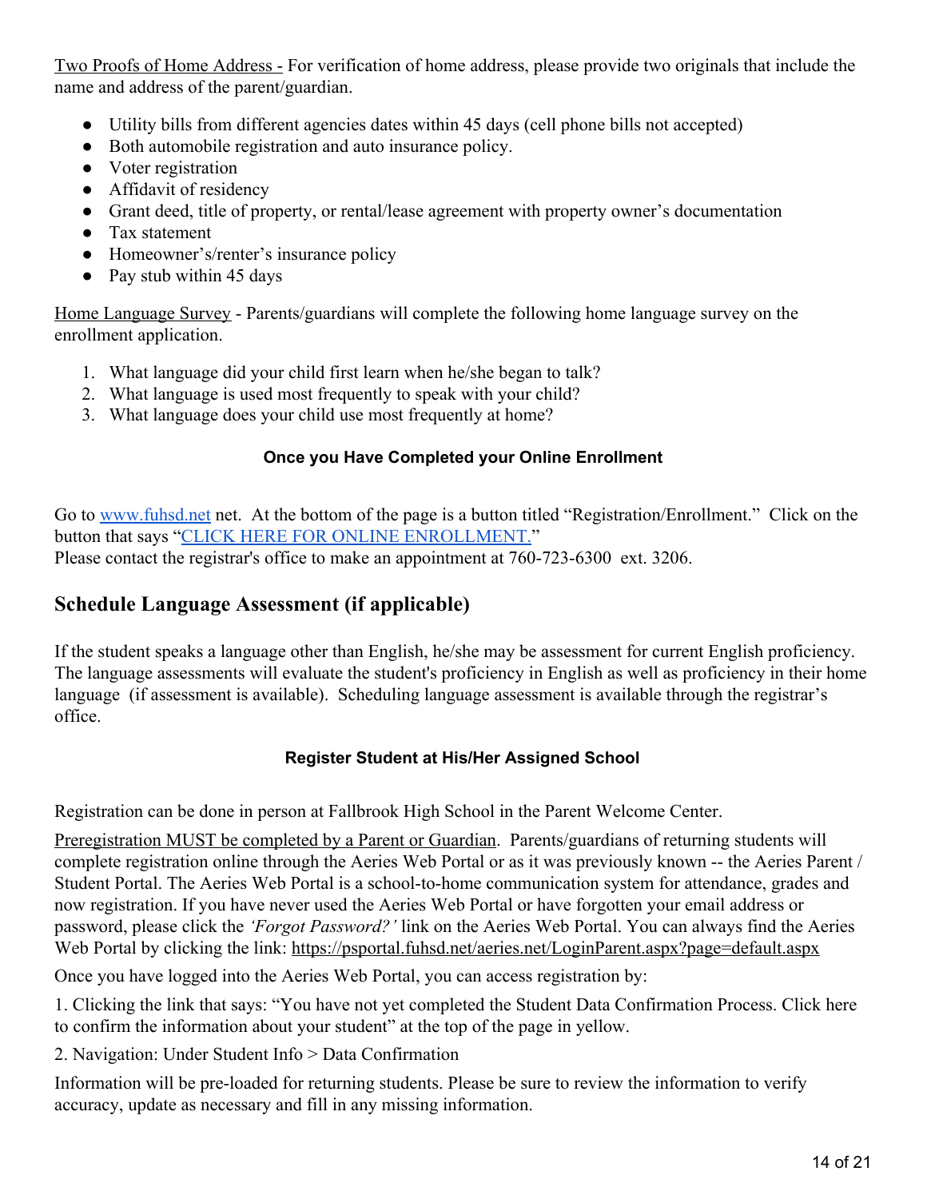Two Proofs of Home Address - For verification of home address, please provide two originals that include the name and address of the parent/guardian.

- Utility bills from different agencies dates within 45 days (cell phone bills not accepted)
- Both automobile registration and auto insurance policy.
- Voter registration
- Affidavit of residency
- Grant deed, title of property, or rental/lease agreement with property owner's documentation
- Tax statement
- Homeowner's/renter's insurance policy
- Pay stub within 45 days

Home Language Survey - Parents/guardians will complete the following home language survey on the enrollment application.

1. What language did your child first learn when he/she began to talk?
2. What language is used most frequently to speak with your child?
3. What language does your child use most frequently at home?

**Once you Have Completed your Online Enrollment**

Go to www.fuhsd.net net. At the bottom of the page is a button titled "Registration/Enrollment." Click on the button that says "CLICK HERE FOR ONLINE ENROLLMENT."
Please contact the registrar's office to make an appointment at 760-723-6300 ext. 3206.

## Schedule Language Assessment (if applicable)

If the student speaks a language other than English, he/she may be assessment for current English proficiency. The language assessments will evaluate the student's proficiency in English as well as proficiency in their home language (if assessment is available). Scheduling language assessment is available through the registrar's office.

**Register Student at His/Her Assigned School**

Registration can be done in person at Fallbrook High School in the Parent Welcome Center.

Preregistration MUST be completed by a Parent or Guardian. Parents/guardians of returning students will complete registration online through the Aeries Web Portal or as it was previously known -- the Aeries Parent / Student Portal. The Aeries Web Portal is a school-to-home communication system for attendance, grades and now registration. If you have never used the Aeries Web Portal or have forgotten your email address or password, please click the *'Forgot Password?'* link on the Aeries Web Portal. You can always find the Aeries Web Portal by clicking the link: https://psportal.fuhsd.net/aeries.net/LoginParent.aspx?page=default.aspx

Once you have logged into the Aeries Web Portal, you can access registration by:

1. Clicking the link that says: "You have not yet completed the Student Data Confirmation Process. Click here to confirm the information about your student" at the top of the page in yellow.

2. Navigation: Under Student Info > Data Confirmation

Information will be pre-loaded for returning students. Please be sure to review the information to verify accuracy, update as necessary and fill in any missing information.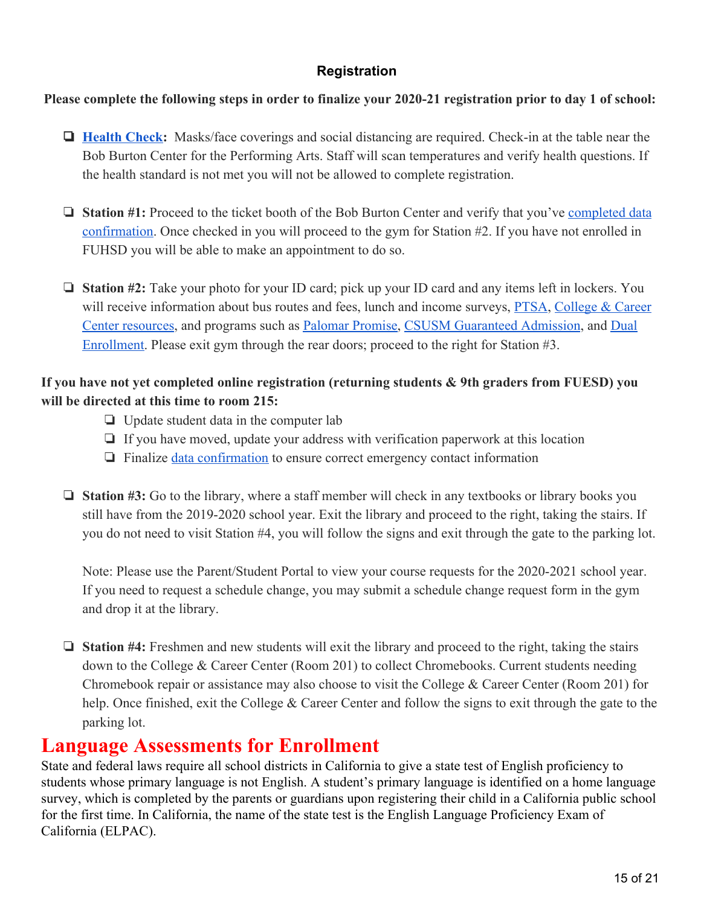## Registration

**Please complete the following steps in order to finalize your 2020-21 registration prior to day 1 of school:**

- ❏ **Health Check:** Masks/face coverings and social distancing are required. Check-in at the table near the Bob Burton Center for the Performing Arts. Staff will scan temperatures and verify health questions. If the health standard is not met you will not be allowed to complete registration.

- ❏ **Station #1:** Proceed to the ticket booth of the Bob Burton Center and verify that you've completed data confirmation. Once checked in you will proceed to the gym for Station #2. If you have not enrolled in FUHSD you will be able to make an appointment to do so.

- ❏ **Station #2:** Take your photo for your ID card; pick up your ID card and any items left in lockers. You will receive information about bus routes and fees, lunch and income surveys, PTSA, College & Career Center resources, and programs such as Palomar Promise, CSUSM Guaranteed Admission, and Dual Enrollment. Please exit gym through the rear doors; proceed to the right for Station #3.

**If you have not yet completed online registration (returning students & 9th graders from FUESD) you will be directed at this time to room 215:**

- ❏ Update student data in the computer lab
- ❏ If you have moved, update your address with verification paperwork at this location
- ❏ Finalize data confirmation to ensure correct emergency contact information

- ❏ **Station #3:** Go to the library, where a staff member will check in any textbooks or library books you still have from the 2019-2020 school year. Exit the library and proceed to the right, taking the stairs. If you do not need to visit Station #4, you will follow the signs and exit through the gate to the parking lot.

  Note: Please use the Parent/Student Portal to view your course requests for the 2020-2021 school year. If you need to request a schedule change, you may submit a schedule change request form in the gym and drop it at the library.

- ❏ **Station #4:** Freshmen and new students will exit the library and proceed to the right, taking the stairs down to the College & Career Center (Room 201) to collect Chromebooks. Current students needing Chromebook repair or assistance may also choose to visit the College & Career Center (Room 201) for help. Once finished, exit the College & Career Center and follow the signs to exit through the gate to the parking lot.

# Language Assessments for Enrollment

State and federal laws require all school districts in California to give a state test of English proficiency to students whose primary language is not English. A student's primary language is identified on a home language survey, which is completed by the parents or guardians upon registering their child in a California public school for the first time. In California, the name of the state test is the English Language Proficiency Exam of California (ELPAC).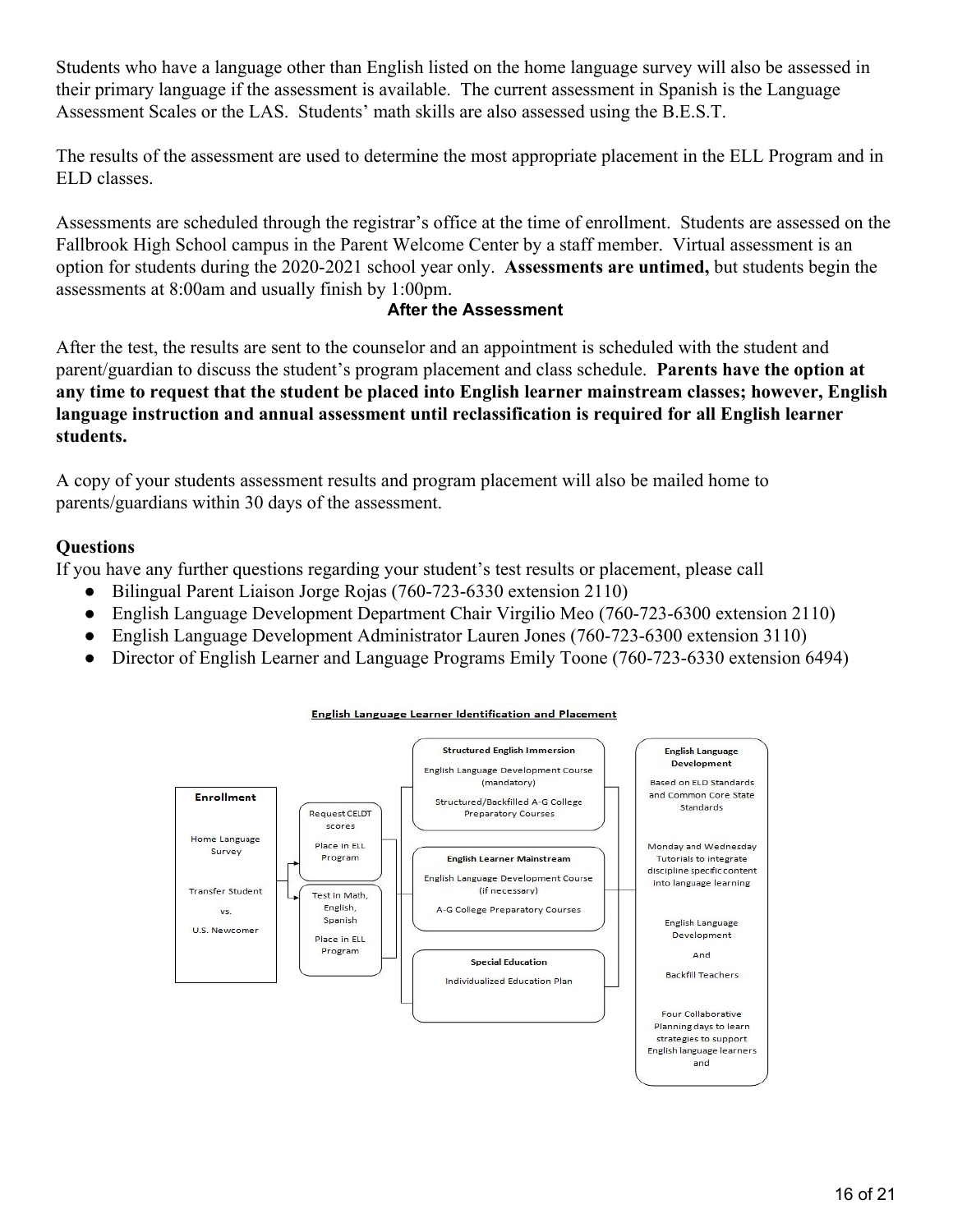Students who have a language other than English listed on the home language survey will also be assessed in their primary language if the assessment is available. The current assessment in Spanish is the Language Assessment Scales or the LAS. Students' math skills are also assessed using the B.E.S.T.

The results of the assessment are used to determine the most appropriate placement in the ELL Program and in ELD classes.

Assessments are scheduled through the registrar's office at the time of enrollment. Students are assessed on the Fallbrook High School campus in the Parent Welcome Center by a staff member. Virtual assessment is an option for students during the 2020-2021 school year only. **Assessments are untimed,** but students begin the assessments at 8:00am and usually finish by 1:00pm.

### After the Assessment

After the test, the results are sent to the counselor and an appointment is scheduled with the student and parent/guardian to discuss the student's program placement and class schedule. **Parents have the option at any time to request that the student be placed into English learner mainstream classes; however, English language instruction and annual assessment until reclassification is required for all English learner students.**

A copy of your students assessment results and program placement will also be mailed home to parents/guardians within 30 days of the assessment.

### Questions

If you have any further questions regarding your student's test results or placement, please call

- Bilingual Parent Liaison Jorge Rojas (760-723-6330 extension 2110)
- English Language Development Department Chair Virgilio Meo (760-723-6300 extension 2110)
- English Language Development Administrator Lauren Jones (760-723-6300 extension 3110)
- Director of English Learner and Language Programs Emily Toone (760-723-6330 extension 6494)

**English Language Learner Identification and Placement**

**Enrollment**

Home Language Survey

Transfer Student vs. U.S. Newcomer

Request CELDT scores
Place in ELL Program

Test in Math, English, Spanish
Place in ELL Program

**Structured English Immersion**
English Language Development Course (mandatory)
Structured/Backfilled A-G College Preparatory Courses

**English Learner Mainstream**
English Language Development Course (if necessary)
A-G College Preparatory Courses

**Special Education**
Individualized Education Plan

**English Language Development**
Based on ELD Standards and Common Core State Standards

Monday and Wednesday Tutorials to integrate discipline specific content into language learning

English Language Development And Backfill Teachers

Four Collaborative Planning days to learn strategies to support English language learners and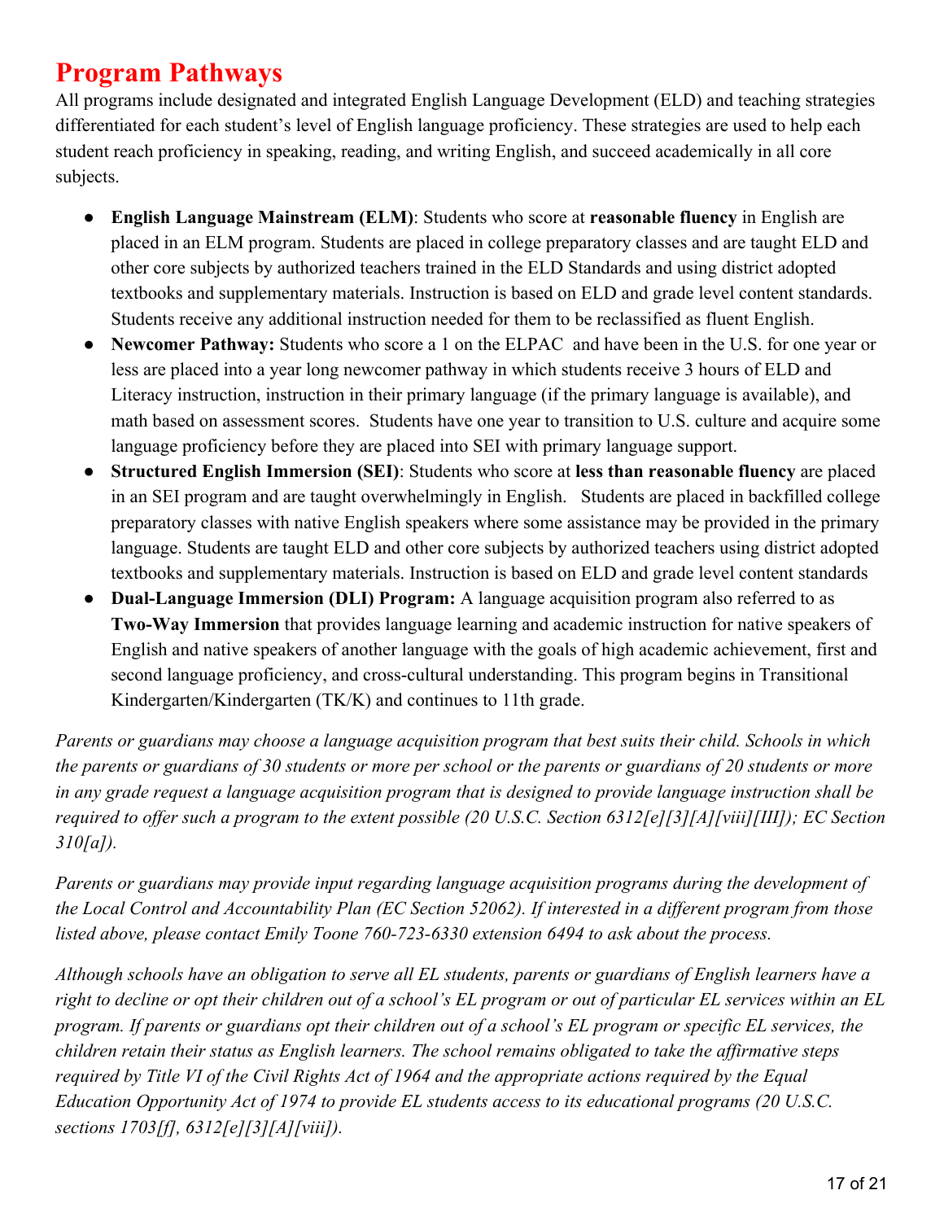## Program Pathways

All programs include designated and integrated English Language Development (ELD) and teaching strategies differentiated for each student's level of English language proficiency. These strategies are used to help each student reach proficiency in speaking, reading, and writing English, and succeed academically in all core subjects.

- **English Language Mainstream (ELM)**: Students who score at **reasonable fluency** in English are placed in an ELM program. Students are placed in college preparatory classes and are taught ELD and other core subjects by authorized teachers trained in the ELD Standards and using district adopted textbooks and supplementary materials. Instruction is based on ELD and grade level content standards. Students receive any additional instruction needed for them to be reclassified as fluent English.
- **Newcomer Pathway:** Students who score a 1 on the ELPAC and have been in the U.S. for one year or less are placed into a year long newcomer pathway in which students receive 3 hours of ELD and Literacy instruction, instruction in their primary language (if the primary language is available), and math based on assessment scores. Students have one year to transition to U.S. culture and acquire some language proficiency before they are placed into SEI with primary language support.
- **Structured English Immersion (SEI)**: Students who score at **less than reasonable fluency** are placed in an SEI program and are taught overwhelmingly in English. Students are placed in backfilled college preparatory classes with native English speakers where some assistance may be provided in the primary language. Students are taught ELD and other core subjects by authorized teachers using district adopted textbooks and supplementary materials. Instruction is based on ELD and grade level content standards
- **Dual-Language Immersion (DLI) Program:** A language acquisition program also referred to as **Two-Way Immersion** that provides language learning and academic instruction for native speakers of English and native speakers of another language with the goals of high academic achievement, first and second language proficiency, and cross-cultural understanding. This program begins in Transitional Kindergarten/Kindergarten (TK/K) and continues to 11th grade.

*Parents or guardians may choose a language acquisition program that best suits their child. Schools in which the parents or guardians of 30 students or more per school or the parents or guardians of 20 students or more in any grade request a language acquisition program that is designed to provide language instruction shall be required to offer such a program to the extent possible (20 U.S.C. Section 6312[e][3][A][viii][III]); EC Section 310[a]).*

*Parents or guardians may provide input regarding language acquisition programs during the development of the Local Control and Accountability Plan (EC Section 52062). If interested in a different program from those listed above, please contact Emily Toone 760-723-6330 extension 6494 to ask about the process.*

*Although schools have an obligation to serve all EL students, parents or guardians of English learners have a right to decline or opt their children out of a school's EL program or out of particular EL services within an EL program. If parents or guardians opt their children out of a school's EL program or specific EL services, the children retain their status as English learners. The school remains obligated to take the affirmative steps required by Title VI of the Civil Rights Act of 1964 and the appropriate actions required by the Equal Education Opportunity Act of 1974 to provide EL students access to its educational programs (20 U.S.C. sections 1703[f], 6312[e][3][A][viii]).*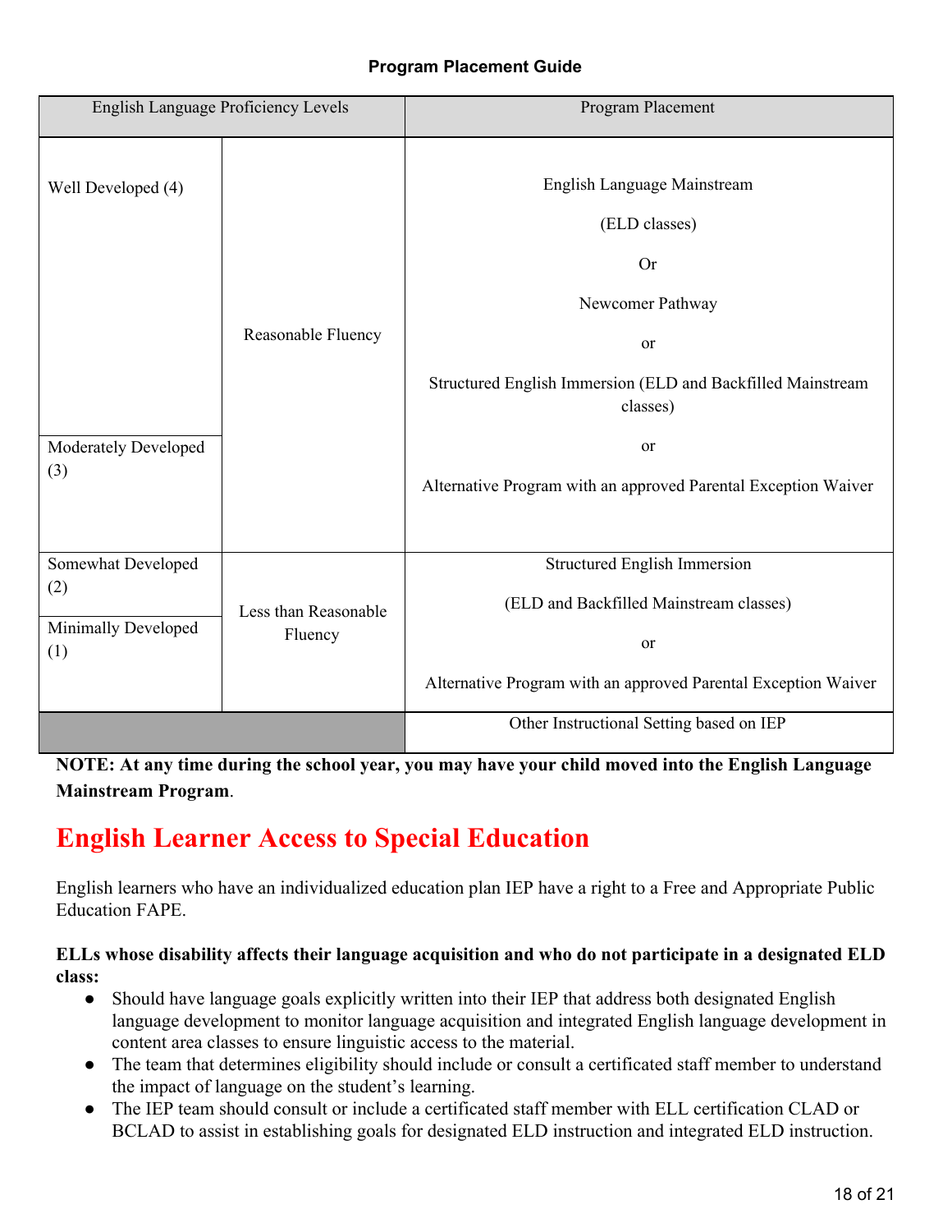**Program Placement Guide**

| English Language Proficiency Levels | | Program Placement |
|---|---|---|
| Well Developed (4) | Reasonable Fluency | English Language Mainstream (ELD classes) Or Newcomer Pathway or Structured English Immersion (ELD and Backfilled Mainstream classes) or Alternative Program with an approved Parental Exception Waiver |
| Moderately Developed (3) | | |
| Somewhat Developed (2) | Less than Reasonable Fluency | Structured English Immersion (ELD and Backfilled Mainstream classes) or Alternative Program with an approved Parental Exception Waiver |
| Minimally Developed (1) | | |
| | | Other Instructional Setting based on IEP |

**NOTE: At any time during the school year, you may have your child moved into the English Language Mainstream Program**.

# English Learner Access to Special Education

English learners who have an individualized education plan IEP have a right to a Free and Appropriate Public Education FAPE.

**ELLs whose disability affects their language acquisition and who do not participate in a designated ELD class:**

- Should have language goals explicitly written into their IEP that address both designated English language development to monitor language acquisition and integrated English language development in content area classes to ensure linguistic access to the material.
- The team that determines eligibility should include or consult a certificated staff member to understand the impact of language on the student's learning.
- The IEP team should consult or include a certificated staff member with ELL certification CLAD or BCLAD to assist in establishing goals for designated ELD instruction and integrated ELD instruction.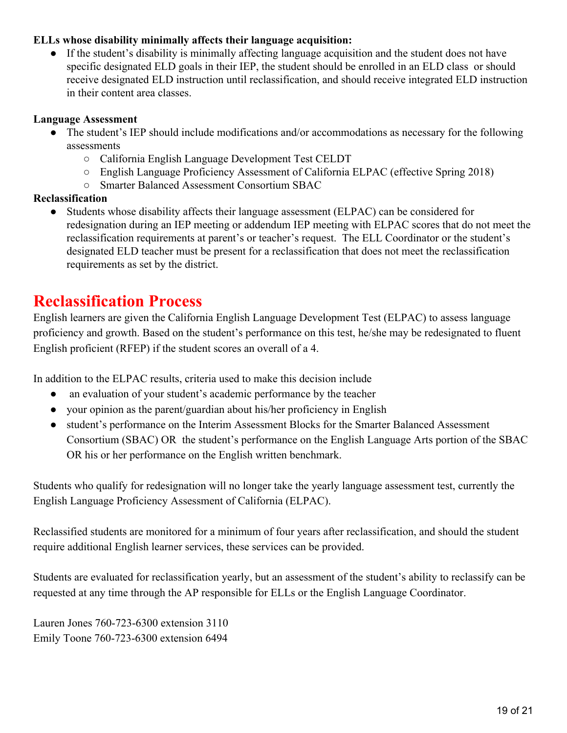**ELLs whose disability minimally affects their language acquisition:**

- If the student's disability is minimally affecting language acquisition and the student does not have specific designated ELD goals in their IEP, the student should be enrolled in an ELD class or should receive designated ELD instruction until reclassification, and should receive integrated ELD instruction in their content area classes.

**Language Assessment**

- The student's IEP should include modifications and/or accommodations as necessary for the following assessments
  - California English Language Development Test CELDT
  - English Language Proficiency Assessment of California ELPAC (effective Spring 2018)
  - Smarter Balanced Assessment Consortium SBAC

**Reclassification**

- Students whose disability affects their language assessment (ELPAC) can be considered for redesignation during an IEP meeting or addendum IEP meeting with ELPAC scores that do not meet the reclassification requirements at parent's or teacher's request. The ELL Coordinator or the student's designated ELD teacher must be present for a reclassification that does not meet the reclassification requirements as set by the district.

# Reclassification Process

English learners are given the California English Language Development Test (ELPAC) to assess language proficiency and growth. Based on the student's performance on this test, he/she may be redesignated to fluent English proficient (RFEP) if the student scores an overall of a 4.

In addition to the ELPAC results, criteria used to make this decision include

- an evaluation of your student's academic performance by the teacher
- your opinion as the parent/guardian about his/her proficiency in English
- student's performance on the Interim Assessment Blocks for the Smarter Balanced Assessment Consortium (SBAC) OR the student's performance on the English Language Arts portion of the SBAC OR his or her performance on the English written benchmark.

Students who qualify for redesignation will no longer take the yearly language assessment test, currently the English Language Proficiency Assessment of California (ELPAC).

Reclassified students are monitored for a minimum of four years after reclassification, and should the student require additional English learner services, these services can be provided.

Students are evaluated for reclassification yearly, but an assessment of the student's ability to reclassify can be requested at any time through the AP responsible for ELLs or the English Language Coordinator.

Lauren Jones 760-723-6300 extension 3110
Emily Toone 760-723-6300 extension 6494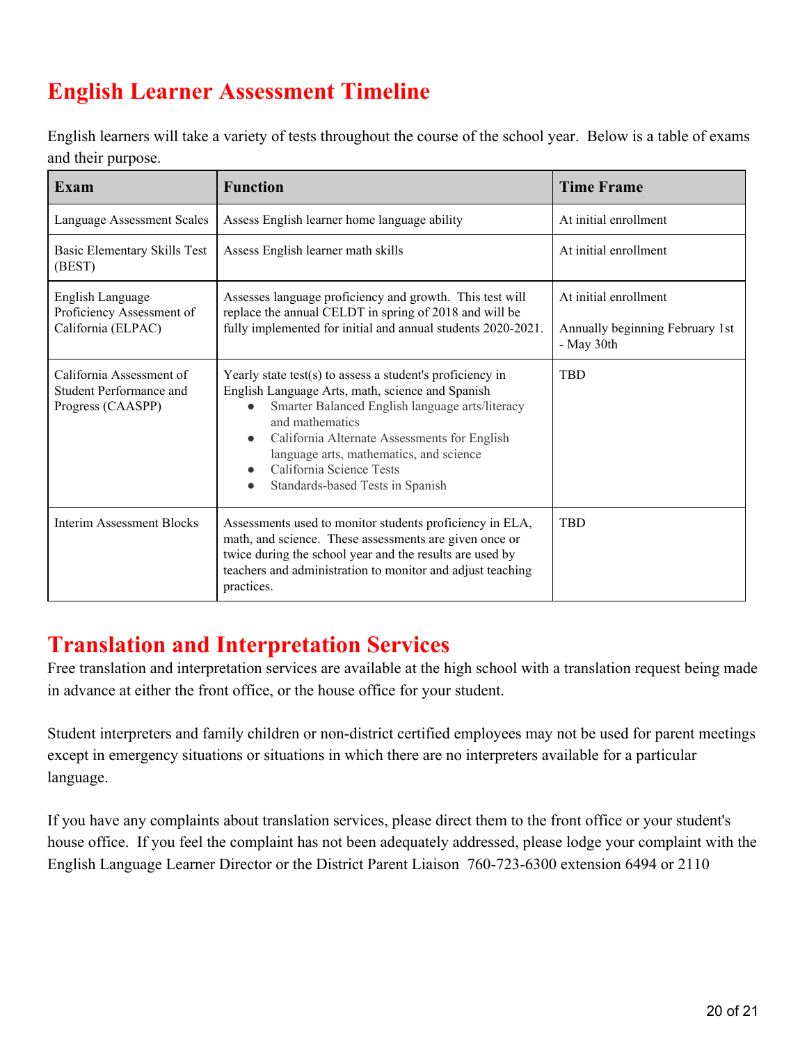# English Learner Assessment Timeline

English learners will take a variety of tests throughout the course of the school year. Below is a table of exams and their purpose.

| Exam | Function | Time Frame |
|---|---|---|
| Language Assessment Scales | Assess English learner home language ability | At initial enrollment |
| Basic Elementary Skills Test (BEST) | Assess English learner math skills | At initial enrollment |
| English Language Proficiency Assessment of California (ELPAC) | Assesses language proficiency and growth. This test will replace the annual CELDT in spring of 2018 and will be fully implemented for initial and annual students 2020-2021. | At initial enrollment<br><br>Annually beginning February 1st - May 30th |
| California Assessment of Student Performance and Progress (CAASPP) | Yearly state test(s) to assess a student's proficiency in English Language Arts, math, science and Spanish<br>● Smarter Balanced English language arts/literacy and mathematics<br>● California Alternate Assessments for English language arts, mathematics, and science<br>● California Science Tests<br>● Standards-based Tests in Spanish | TBD |
| Interim Assessment Blocks | Assessments used to monitor students proficiency in ELA, math, and science. These assessments are given once or twice during the school year and the results are used by teachers and administration to monitor and adjust teaching practices. | TBD |

# Translation and Interpretation Services

Free translation and interpretation services are available at the high school with a translation request being made in advance at either the front office, or the house office for your student.

Student interpreters and family children or non-district certified employees may not be used for parent meetings except in emergency situations or situations in which there are no interpreters available for a particular language.

If you have any complaints about translation services, please direct them to the front office or your student's house office. If you feel the complaint has not been adequately addressed, please lodge your complaint with the English Language Learner Director or the District Parent Liaison 760-723-6300 extension 6494 or 2110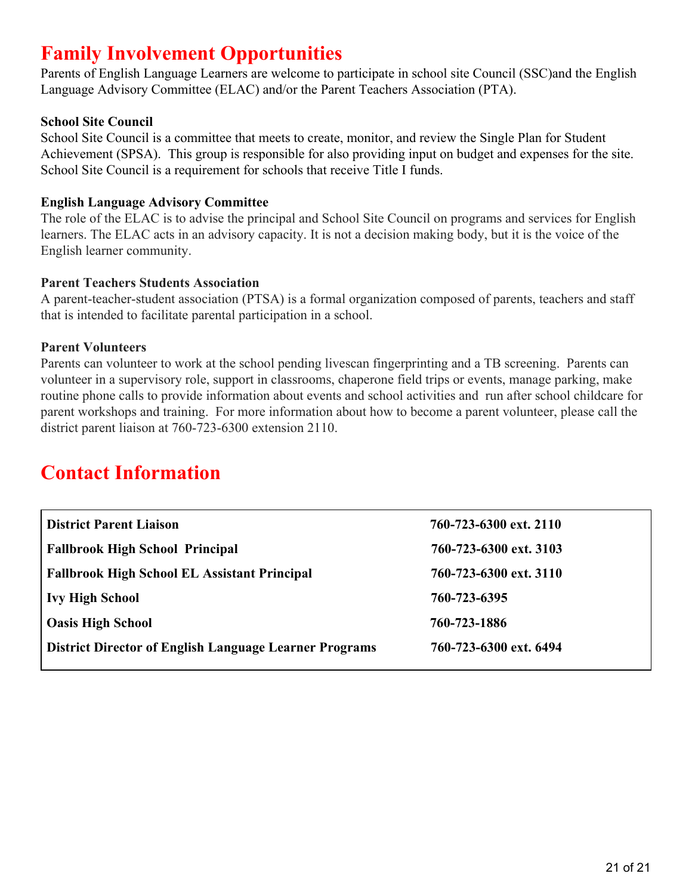# Family Involvement Opportunities

Parents of English Language Learners are welcome to participate in school site Council (SSC)and the English Language Advisory Committee (ELAC) and/or the Parent Teachers Association (PTA).

**School Site Council**

School Site Council is a committee that meets to create, monitor, and review the Single Plan for Student Achievement (SPSA). This group is responsible for also providing input on budget and expenses for the site. School Site Council is a requirement for schools that receive Title I funds.

**English Language Advisory Committee**

The role of the ELAC is to advise the principal and School Site Council on programs and services for English learners. The ELAC acts in an advisory capacity. It is not a decision making body, but it is the voice of the English learner community.

**Parent Teachers Students Association**

A parent-teacher-student association (PTSA) is a formal organization composed of parents, teachers and staff that is intended to facilitate parental participation in a school.

**Parent Volunteers**

Parents can volunteer to work at the school pending livescan fingerprinting and a TB screening. Parents can volunteer in a supervisory role, support in classrooms, chaperone field trips or events, manage parking, make routine phone calls to provide information about events and school activities and run after school childcare for parent workshops and training. For more information about how to become a parent volunteer, please call the district parent liaison at 760-723-6300 extension 2110.

# Contact Information

| | |
|---|---|
| **District Parent Liaison** | **760-723-6300 ext. 2110** |
| **Fallbrook High School Principal** | **760-723-6300 ext. 3103** |
| **Fallbrook High School EL Assistant Principal** | **760-723-6300 ext. 3110** |
| **Ivy High School** | **760-723-6395** |
| **Oasis High School** | **760-723-1886** |
| **District Director of English Language Learner Programs** | **760-723-6300 ext. 6494** |